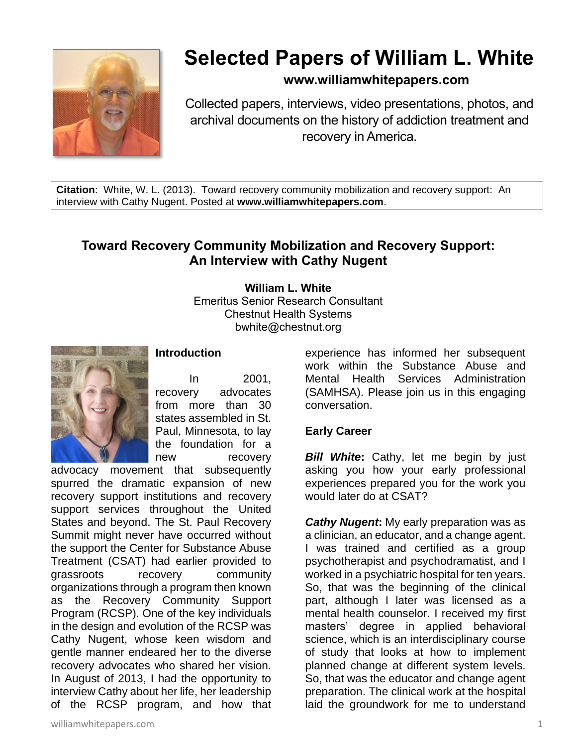# Selected Papers of William L. White

**www.williamwhitepapers.com**

Collected papers, interviews, video presentations, photos, and archival documents on the history of addiction treatment and recovery in America.

**Citation**: White, W. L. (2013). Toward recovery community mobilization and recovery support: An interview with Cathy Nugent. Posted at **www.williamwhitepapers.com**.

## Toward Recovery Community Mobilization and Recovery Support: An Interview with Cathy Nugent

**William L. White**
Emeritus Senior Research Consultant
Chestnut Health Systems
bwhite@chestnut.org

### Introduction

In 2001, recovery advocates from more than 30 states assembled in St. Paul, Minnesota, to lay the foundation for a new recovery advocacy movement that subsequently spurred the dramatic expansion of new recovery support institutions and recovery support services throughout the United States and beyond. The St. Paul Recovery Summit might never have occurred without the support the Center for Substance Abuse Treatment (CSAT) had earlier provided to grassroots recovery community organizations through a program then known as the Recovery Community Support Program (RCSP). One of the key individuals in the design and evolution of the RCSP was Cathy Nugent, whose keen wisdom and gentle manner endeared her to the diverse recovery advocates who shared her vision. In August of 2013, I had the opportunity to interview Cathy about her life, her leadership of the RCSP program, and how that experience has informed her subsequent work within the Substance Abuse and Mental Health Services Administration (SAMHSA). Please join us in this engaging conversation.

### Early Career

***Bill White*:** Cathy, let me begin by just asking you how your early professional experiences prepared you for the work you would later do at CSAT?

***Cathy Nugent*:** My early preparation was as a clinician, an educator, and a change agent. I was trained and certified as a group psychotherapist and psychodramatist, and I worked in a psychiatric hospital for ten years. So, that was the beginning of the clinical part, although I later was licensed as a mental health counselor. I received my first masters' degree in applied behavioral science, which is an interdisciplinary course of study that looks at how to implement planned change at different system levels. So, that was the educator and change agent preparation. The clinical work at the hospital laid the groundwork for me to understand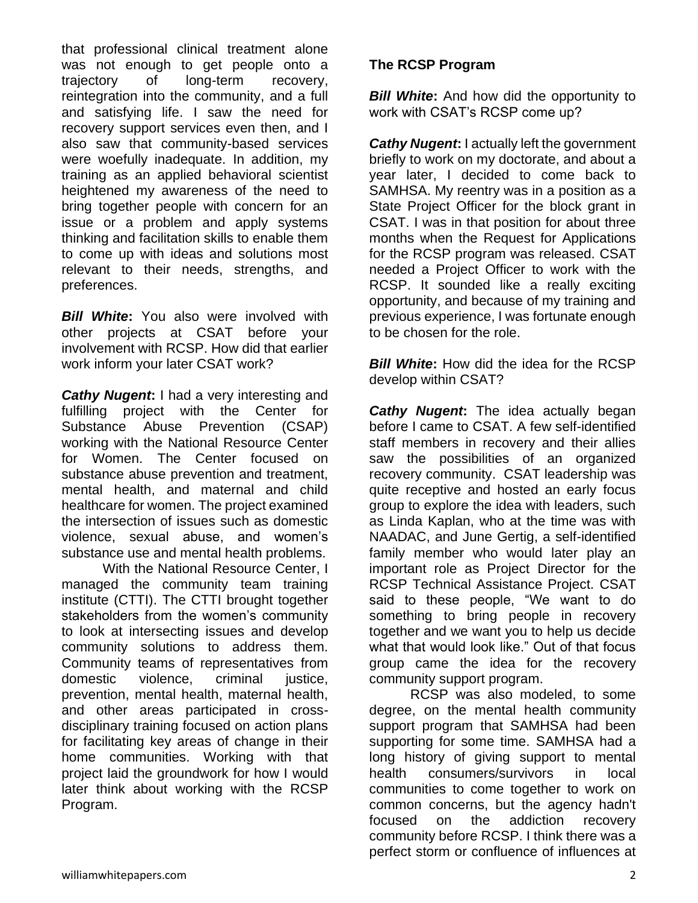that professional clinical treatment alone was not enough to get people onto a trajectory of long-term recovery, reintegration into the community, and a full and satisfying life. I saw the need for recovery support services even then, and I also saw that community-based services were woefully inadequate. In addition, my training as an applied behavioral scientist heightened my awareness of the need to bring together people with concern for an issue or a problem and apply systems thinking and facilitation skills to enable them to come up with ideas and solutions most relevant to their needs, strengths, and preferences.

***Bill White*:** You also were involved with other projects at CSAT before your involvement with RCSP. How did that earlier work inform your later CSAT work?

***Cathy Nugent*:** I had a very interesting and fulfilling project with the Center for Substance Abuse Prevention (CSAP) working with the National Resource Center for Women. The Center focused on substance abuse prevention and treatment, mental health, and maternal and child healthcare for women. The project examined the intersection of issues such as domestic violence, sexual abuse, and women's substance use and mental health problems.

With the National Resource Center, I managed the community team training institute (CTTI). The CTTI brought together stakeholders from the women's community to look at intersecting issues and develop community solutions to address them. Community teams of representatives from domestic violence, criminal justice, prevention, mental health, maternal health, and other areas participated in cross-disciplinary training focused on action plans for facilitating key areas of change in their home communities. Working with that project laid the groundwork for how I would later think about working with the RCSP Program.

**The RCSP Program**

***Bill White*:** And how did the opportunity to work with CSAT's RCSP come up?

***Cathy Nugent*:** I actually left the government briefly to work on my doctorate, and about a year later, I decided to come back to SAMHSA. My reentry was in a position as a State Project Officer for the block grant in CSAT. I was in that position for about three months when the Request for Applications for the RCSP program was released. CSAT needed a Project Officer to work with the RCSP. It sounded like a really exciting opportunity, and because of my training and previous experience, I was fortunate enough to be chosen for the role.

***Bill White*:** How did the idea for the RCSP develop within CSAT?

***Cathy Nugent*:** The idea actually began before I came to CSAT. A few self-identified staff members in recovery and their allies saw the possibilities of an organized recovery community. CSAT leadership was quite receptive and hosted an early focus group to explore the idea with leaders, such as Linda Kaplan, who at the time was with NAADAC, and June Gertig, a self-identified family member who would later play an important role as Project Director for the RCSP Technical Assistance Project. CSAT said to these people, "We want to do something to bring people in recovery together and we want you to help us decide what that would look like." Out of that focus group came the idea for the recovery community support program.

RCSP was also modeled, to some degree, on the mental health community support program that SAMHSA had been supporting for some time. SAMHSA had a long history of giving support to mental health consumers/survivors in local communities to come together to work on common concerns, but the agency hadn't focused on the addiction recovery community before RCSP. I think there was a perfect storm or confluence of influences at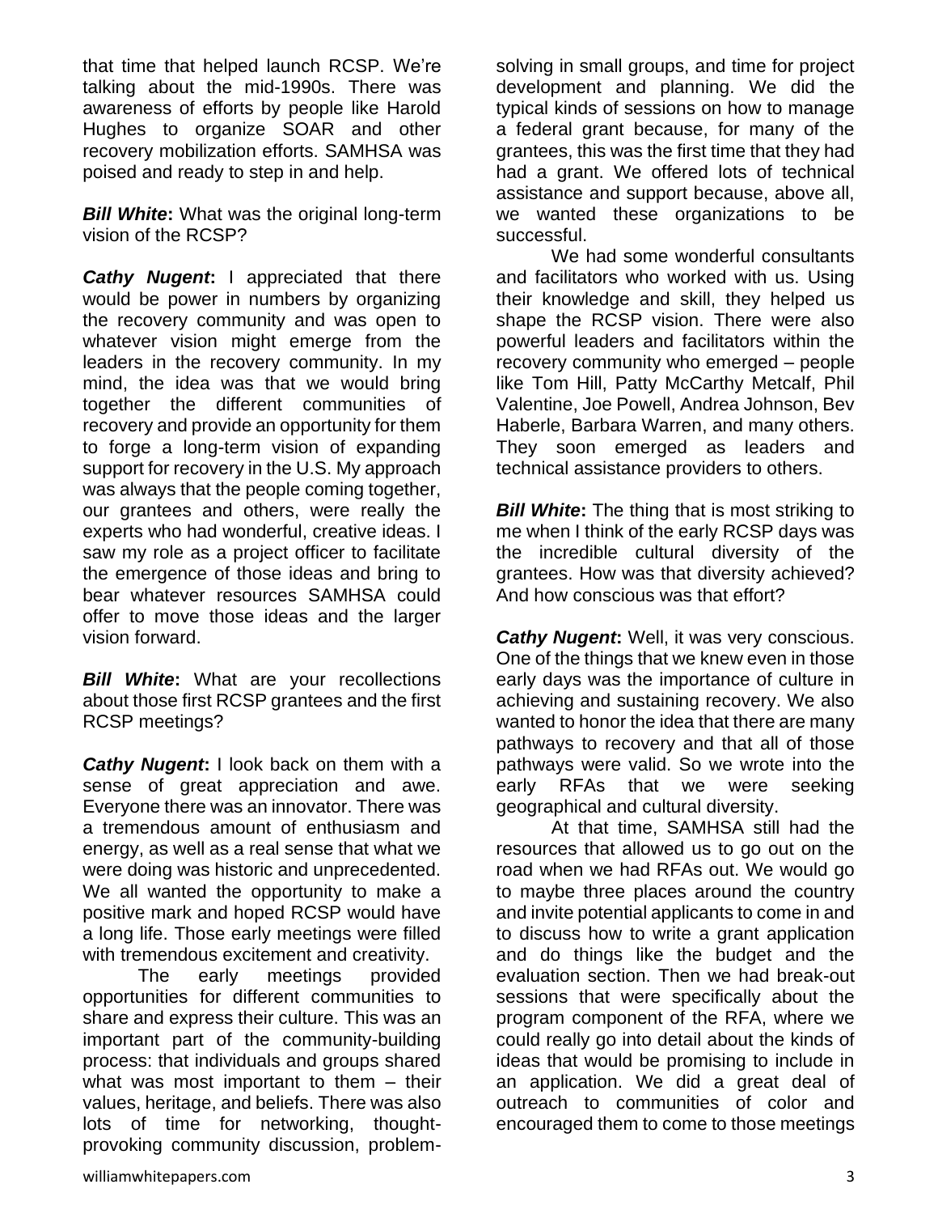that time that helped launch RCSP. We're talking about the mid-1990s. There was awareness of efforts by people like Harold Hughes to organize SOAR and other recovery mobilization efforts. SAMHSA was poised and ready to step in and help.

***Bill White*:** What was the original long-term vision of the RCSP?

***Cathy Nugent*:** I appreciated that there would be power in numbers by organizing the recovery community and was open to whatever vision might emerge from the leaders in the recovery community. In my mind, the idea was that we would bring together the different communities of recovery and provide an opportunity for them to forge a long-term vision of expanding support for recovery in the U.S. My approach was always that the people coming together, our grantees and others, were really the experts who had wonderful, creative ideas. I saw my role as a project officer to facilitate the emergence of those ideas and bring to bear whatever resources SAMHSA could offer to move those ideas and the larger vision forward.

***Bill White*:** What are your recollections about those first RCSP grantees and the first RCSP meetings?

***Cathy Nugent*:** I look back on them with a sense of great appreciation and awe. Everyone there was an innovator. There was a tremendous amount of enthusiasm and energy, as well as a real sense that what we were doing was historic and unprecedented. We all wanted the opportunity to make a positive mark and hoped RCSP would have a long life. Those early meetings were filled with tremendous excitement and creativity.

The early meetings provided opportunities for different communities to share and express their culture. This was an important part of the community-building process: that individuals and groups shared what was most important to them – their values, heritage, and beliefs. There was also lots of time for networking, thought-provoking community discussion, problem-solving in small groups, and time for project development and planning. We did the typical kinds of sessions on how to manage a federal grant because, for many of the grantees, this was the first time that they had had a grant. We offered lots of technical assistance and support because, above all, we wanted these organizations to be successful.

We had some wonderful consultants and facilitators who worked with us. Using their knowledge and skill, they helped us shape the RCSP vision. There were also powerful leaders and facilitators within the recovery community who emerged – people like Tom Hill, Patty McCarthy Metcalf, Phil Valentine, Joe Powell, Andrea Johnson, Bev Haberle, Barbara Warren, and many others. They soon emerged as leaders and technical assistance providers to others.

***Bill White*:** The thing that is most striking to me when I think of the early RCSP days was the incredible cultural diversity of the grantees. How was that diversity achieved? And how conscious was that effort?

***Cathy Nugent*:** Well, it was very conscious. One of the things that we knew even in those early days was the importance of culture in achieving and sustaining recovery. We also wanted to honor the idea that there are many pathways to recovery and that all of those pathways were valid. So we wrote into the early RFAs that we were seeking geographical and cultural diversity.

At that time, SAMHSA still had the resources that allowed us to go out on the road when we had RFAs out. We would go to maybe three places around the country and invite potential applicants to come in and to discuss how to write a grant application and do things like the budget and the evaluation section. Then we had break-out sessions that were specifically about the program component of the RFA, where we could really go into detail about the kinds of ideas that would be promising to include in an application. We did a great deal of outreach to communities of color and encouraged them to come to those meetings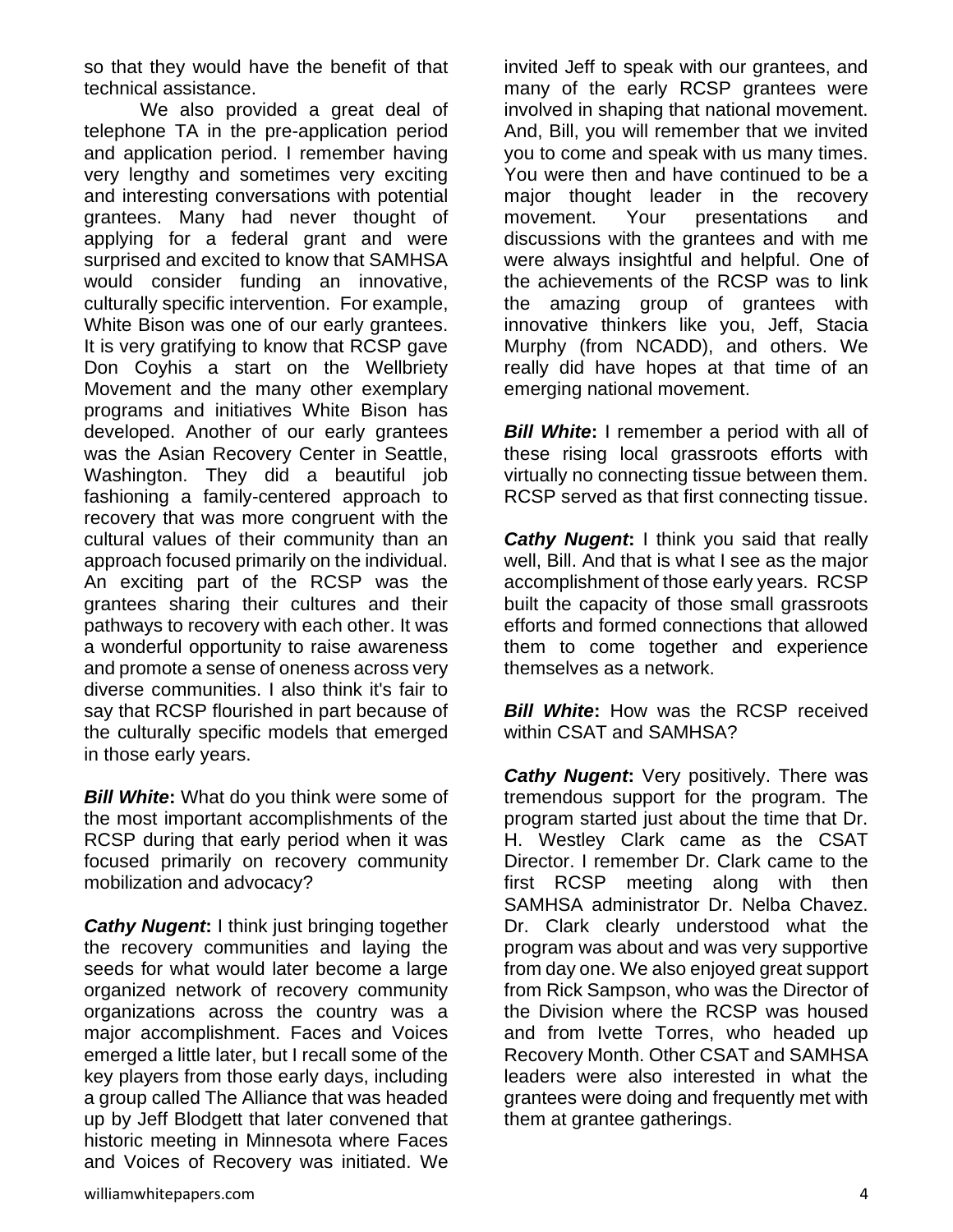so that they would have the benefit of that technical assistance.

We also provided a great deal of telephone TA in the pre-application period and application period. I remember having very lengthy and sometimes very exciting and interesting conversations with potential grantees. Many had never thought of applying for a federal grant and were surprised and excited to know that SAMHSA would consider funding an innovative, culturally specific intervention. For example, White Bison was one of our early grantees. It is very gratifying to know that RCSP gave Don Coyhis a start on the Wellbriety Movement and the many other exemplary programs and initiatives White Bison has developed. Another of our early grantees was the Asian Recovery Center in Seattle, Washington. They did a beautiful job fashioning a family-centered approach to recovery that was more congruent with the cultural values of their community than an approach focused primarily on the individual. An exciting part of the RCSP was the grantees sharing their cultures and their pathways to recovery with each other. It was a wonderful opportunity to raise awareness and promote a sense of oneness across very diverse communities. I also think it's fair to say that RCSP flourished in part because of the culturally specific models that emerged in those early years.

***Bill White*:** What do you think were some of the most important accomplishments of the RCSP during that early period when it was focused primarily on recovery community mobilization and advocacy?

***Cathy Nugent*:** I think just bringing together the recovery communities and laying the seeds for what would later become a large organized network of recovery community organizations across the country was a major accomplishment. Faces and Voices emerged a little later, but I recall some of the key players from those early days, including a group called The Alliance that was headed up by Jeff Blodgett that later convened that historic meeting in Minnesota where Faces and Voices of Recovery was initiated. We invited Jeff to speak with our grantees, and many of the early RCSP grantees were involved in shaping that national movement. And, Bill, you will remember that we invited you to come and speak with us many times. You were then and have continued to be a major thought leader in the recovery movement. Your presentations and discussions with the grantees and with me were always insightful and helpful. One of the achievements of the RCSP was to link the amazing group of grantees with innovative thinkers like you, Jeff, Stacia Murphy (from NCADD), and others. We really did have hopes at that time of an emerging national movement.

***Bill White*:** I remember a period with all of these rising local grassroots efforts with virtually no connecting tissue between them. RCSP served as that first connecting tissue.

***Cathy Nugent*:** I think you said that really well, Bill. And that is what I see as the major accomplishment of those early years. RCSP built the capacity of those small grassroots efforts and formed connections that allowed them to come together and experience themselves as a network.

***Bill White*:** How was the RCSP received within CSAT and SAMHSA?

***Cathy Nugent*:** Very positively. There was tremendous support for the program. The program started just about the time that Dr. H. Westley Clark came as the CSAT Director. I remember Dr. Clark came to the first RCSP meeting along with then SAMHSA administrator Dr. Nelba Chavez. Dr. Clark clearly understood what the program was about and was very supportive from day one. We also enjoyed great support from Rick Sampson, who was the Director of the Division where the RCSP was housed and from Ivette Torres, who headed up Recovery Month. Other CSAT and SAMHSA leaders were also interested in what the grantees were doing and frequently met with them at grantee gatherings.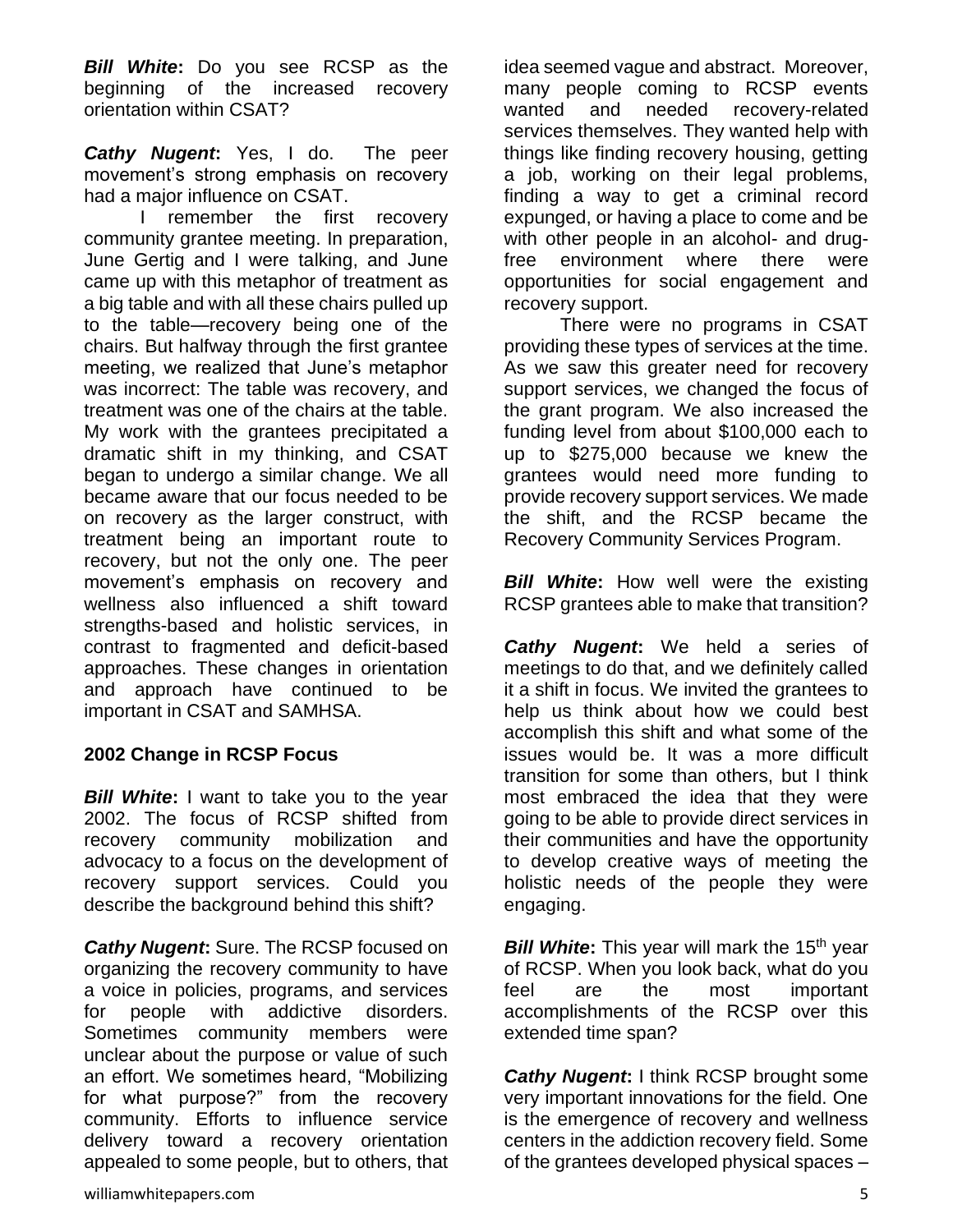***Bill White*:** Do you see RCSP as the beginning of the increased recovery orientation within CSAT?

***Cathy Nugent*:** Yes, I do. The peer movement's strong emphasis on recovery had a major influence on CSAT.

I remember the first recovery community grantee meeting. In preparation, June Gertig and I were talking, and June came up with this metaphor of treatment as a big table and with all these chairs pulled up to the table—recovery being one of the chairs. But halfway through the first grantee meeting, we realized that June's metaphor was incorrect: The table was recovery, and treatment was one of the chairs at the table. My work with the grantees precipitated a dramatic shift in my thinking, and CSAT began to undergo a similar change. We all became aware that our focus needed to be on recovery as the larger construct, with treatment being an important route to recovery, but not the only one. The peer movement's emphasis on recovery and wellness also influenced a shift toward strengths-based and holistic services, in contrast to fragmented and deficit-based approaches. These changes in orientation and approach have continued to be important in CSAT and SAMHSA.

## 2002 Change in RCSP Focus

***Bill White*:** I want to take you to the year 2002. The focus of RCSP shifted from recovery community mobilization and advocacy to a focus on the development of recovery support services. Could you describe the background behind this shift?

***Cathy Nugent*:** Sure. The RCSP focused on organizing the recovery community to have a voice in policies, programs, and services for people with addictive disorders. Sometimes community members were unclear about the purpose or value of such an effort. We sometimes heard, "Mobilizing for what purpose?" from the recovery community. Efforts to influence service delivery toward a recovery orientation appealed to some people, but to others, that idea seemed vague and abstract. Moreover, many people coming to RCSP events wanted and needed recovery-related services themselves. They wanted help with things like finding recovery housing, getting a job, working on their legal problems, finding a way to get a criminal record expunged, or having a place to come and be with other people in an alcohol- and drug-free environment where there were opportunities for social engagement and recovery support.

There were no programs in CSAT providing these types of services at the time. As we saw this greater need for recovery support services, we changed the focus of the grant program. We also increased the funding level from about $100,000 each to up to $275,000 because we knew the grantees would need more funding to provide recovery support services. We made the shift, and the RCSP became the Recovery Community Services Program.

***Bill White*:** How well were the existing RCSP grantees able to make that transition?

***Cathy Nugent*:** We held a series of meetings to do that, and we definitely called it a shift in focus. We invited the grantees to help us think about how we could best accomplish this shift and what some of the issues would be. It was a more difficult transition for some than others, but I think most embraced the idea that they were going to be able to provide direct services in their communities and have the opportunity to develop creative ways of meeting the holistic needs of the people they were engaging.

***Bill White*:** This year will mark the 15th year of RCSP. When you look back, what do you feel are the most important accomplishments of the RCSP over this extended time span?

***Cathy Nugent*:** I think RCSP brought some very important innovations for the field. One is the emergence of recovery and wellness centers in the addiction recovery field. Some of the grantees developed physical spaces –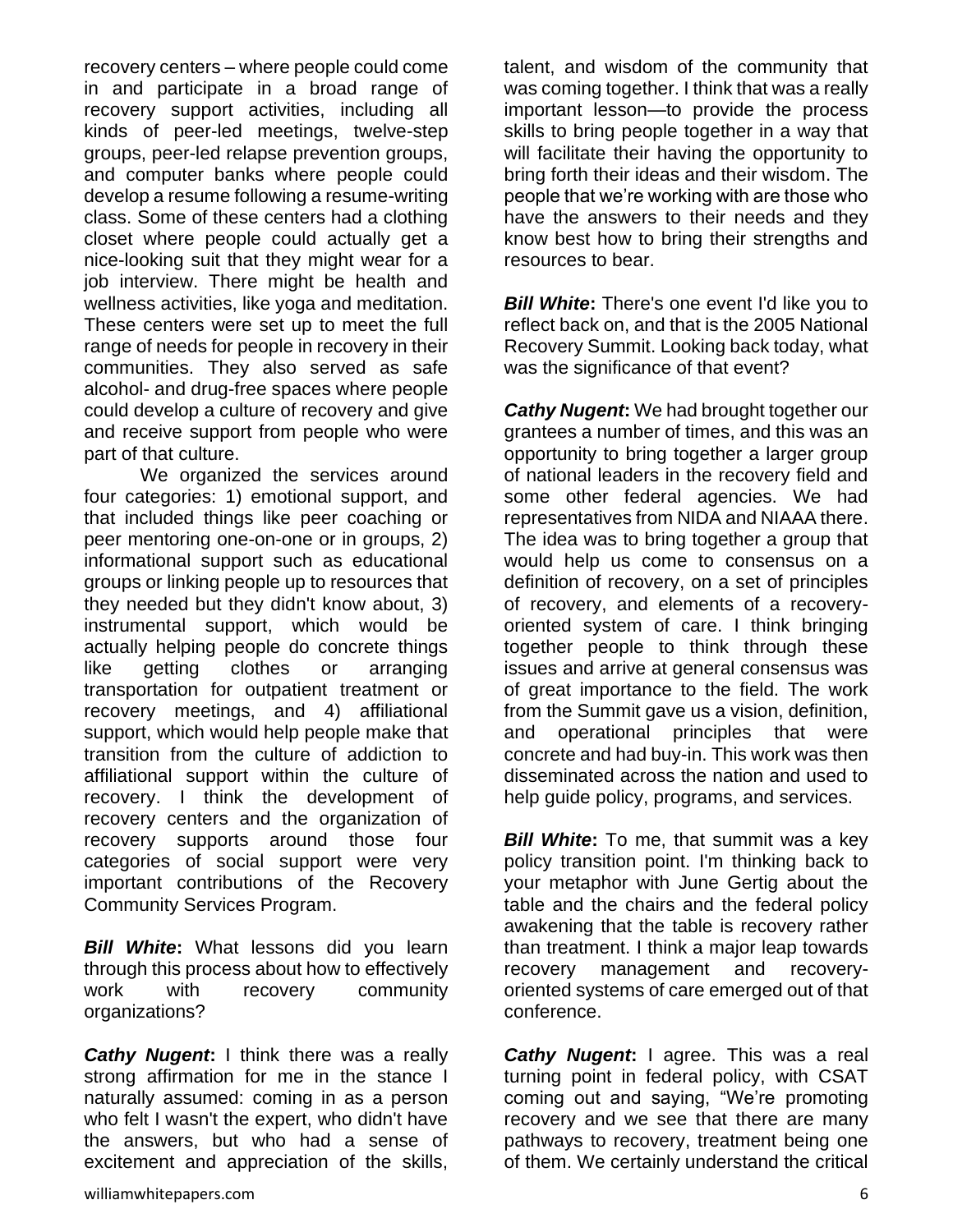recovery centers – where people could come in and participate in a broad range of recovery support activities, including all kinds of peer-led meetings, twelve-step groups, peer-led relapse prevention groups, and computer banks where people could develop a resume following a resume-writing class. Some of these centers had a clothing closet where people could actually get a nice-looking suit that they might wear for a job interview. There might be health and wellness activities, like yoga and meditation. These centers were set up to meet the full range of needs for people in recovery in their communities. They also served as safe alcohol- and drug-free spaces where people could develop a culture of recovery and give and receive support from people who were part of that culture.

We organized the services around four categories: 1) emotional support, and that included things like peer coaching or peer mentoring one-on-one or in groups, 2) informational support such as educational groups or linking people up to resources that they needed but they didn't know about, 3) instrumental support, which would be actually helping people do concrete things like getting clothes or arranging transportation for outpatient treatment or recovery meetings, and 4) affiliational support, which would help people make that transition from the culture of addiction to affiliational support within the culture of recovery. I think the development of recovery centers and the organization of recovery supports around those four categories of social support were very important contributions of the Recovery Community Services Program.

***Bill White*:** What lessons did you learn through this process about how to effectively work with recovery community organizations?

***Cathy Nugent*:** I think there was a really strong affirmation for me in the stance I naturally assumed: coming in as a person who felt I wasn't the expert, who didn't have the answers, but who had a sense of excitement and appreciation of the skills, talent, and wisdom of the community that was coming together. I think that was a really important lesson—to provide the process skills to bring people together in a way that will facilitate their having the opportunity to bring forth their ideas and their wisdom. The people that we're working with are those who have the answers to their needs and they know best how to bring their strengths and resources to bear.

***Bill White*:** There's one event I'd like you to reflect back on, and that is the 2005 National Recovery Summit. Looking back today, what was the significance of that event?

***Cathy Nugent*:** We had brought together our grantees a number of times, and this was an opportunity to bring together a larger group of national leaders in the recovery field and some other federal agencies. We had representatives from NIDA and NIAAA there. The idea was to bring together a group that would help us come to consensus on a definition of recovery, on a set of principles of recovery, and elements of a recovery-oriented system of care. I think bringing together people to think through these issues and arrive at general consensus was of great importance to the field. The work from the Summit gave us a vision, definition, and operational principles that were concrete and had buy-in. This work was then disseminated across the nation and used to help guide policy, programs, and services.

***Bill White*:** To me, that summit was a key policy transition point. I'm thinking back to your metaphor with June Gertig about the table and the chairs and the federal policy awakening that the table is recovery rather than treatment. I think a major leap towards recovery management and recovery-oriented systems of care emerged out of that conference.

***Cathy Nugent*:** I agree. This was a real turning point in federal policy, with CSAT coming out and saying, "We're promoting recovery and we see that there are many pathways to recovery, treatment being one of them. We certainly understand the critical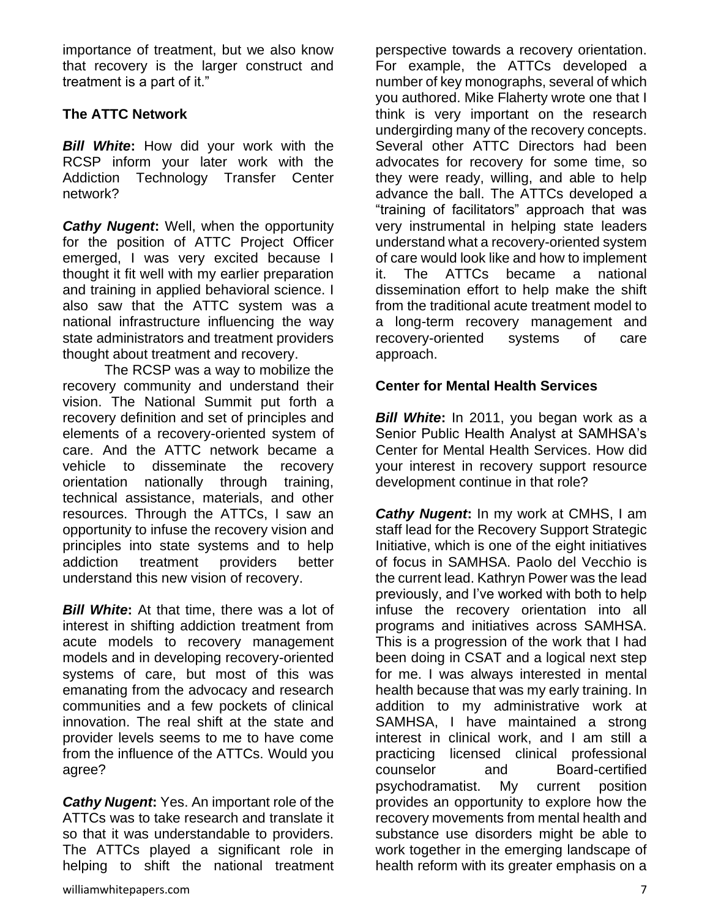importance of treatment, but we also know that recovery is the larger construct and treatment is a part of it."

### The ATTC Network

***Bill White*:** How did your work with the RCSP inform your later work with the Addiction Technology Transfer Center network?

***Cathy Nugent*:** Well, when the opportunity for the position of ATTC Project Officer emerged, I was very excited because I thought it fit well with my earlier preparation and training in applied behavioral science. I also saw that the ATTC system was a national infrastructure influencing the way state administrators and treatment providers thought about treatment and recovery.

The RCSP was a way to mobilize the recovery community and understand their vision. The National Summit put forth a recovery definition and set of principles and elements of a recovery-oriented system of care. And the ATTC network became a vehicle to disseminate the recovery orientation nationally through training, technical assistance, materials, and other resources. Through the ATTCs, I saw an opportunity to infuse the recovery vision and principles into state systems and to help addiction treatment providers better understand this new vision of recovery.

***Bill White*:** At that time, there was a lot of interest in shifting addiction treatment from acute models to recovery management models and in developing recovery-oriented systems of care, but most of this was emanating from the advocacy and research communities and a few pockets of clinical innovation. The real shift at the state and provider levels seems to me to have come from the influence of the ATTCs. Would you agree?

***Cathy Nugent*:** Yes. An important role of the ATTCs was to take research and translate it so that it was understandable to providers. The ATTCs played a significant role in helping to shift the national treatment perspective towards a recovery orientation. For example, the ATTCs developed a number of key monographs, several of which you authored. Mike Flaherty wrote one that I think is very important on the research undergirding many of the recovery concepts. Several other ATTC Directors had been advocates for recovery for some time, so they were ready, willing, and able to help advance the ball. The ATTCs developed a "training of facilitators" approach that was very instrumental in helping state leaders understand what a recovery-oriented system of care would look like and how to implement it. The ATTCs became a national dissemination effort to help make the shift from the traditional acute treatment model to a long-term recovery management and recovery-oriented systems of care approach.

### Center for Mental Health Services

***Bill White*:** In 2011, you began work as a Senior Public Health Analyst at SAMHSA's Center for Mental Health Services. How did your interest in recovery support resource development continue in that role?

***Cathy Nugent*:** In my work at CMHS, I am staff lead for the Recovery Support Strategic Initiative, which is one of the eight initiatives of focus in SAMHSA. Paolo del Vecchio is the current lead. Kathryn Power was the lead previously, and I've worked with both to help infuse the recovery orientation into all programs and initiatives across SAMHSA. This is a progression of the work that I had been doing in CSAT and a logical next step for me. I was always interested in mental health because that was my early training. In addition to my administrative work at SAMHSA, I have maintained a strong interest in clinical work, and I am still a practicing licensed clinical professional counselor and Board-certified psychodramatist. My current position provides an opportunity to explore how the recovery movements from mental health and substance use disorders might be able to work together in the emerging landscape of health reform with its greater emphasis on a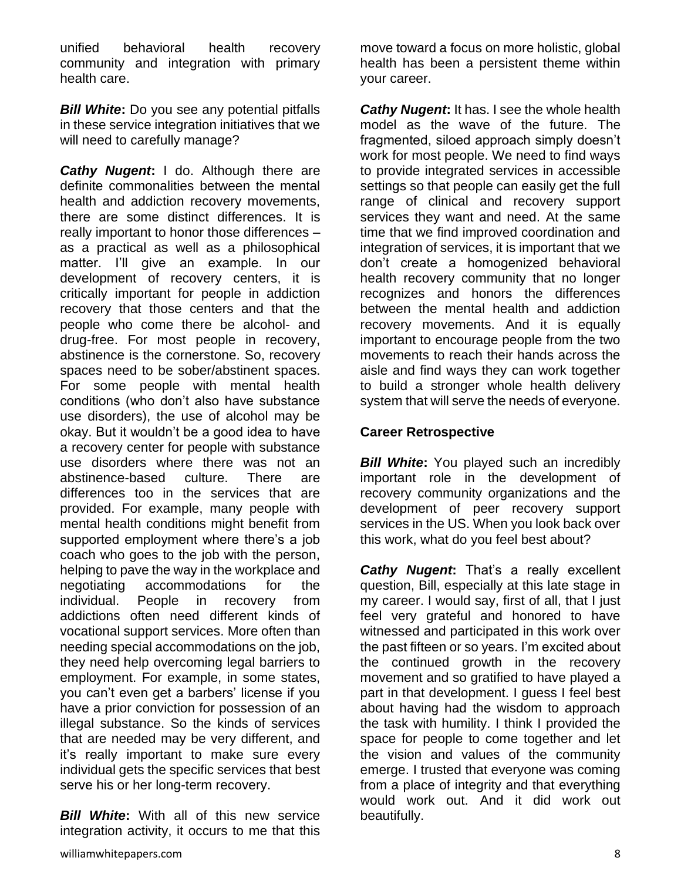unified behavioral health recovery community and integration with primary health care.

***Bill White*:** Do you see any potential pitfalls in these service integration initiatives that we will need to carefully manage?

***Cathy Nugent*:** I do. Although there are definite commonalities between the mental health and addiction recovery movements, there are some distinct differences. It is really important to honor those differences – as a practical as well as a philosophical matter. I'll give an example. In our development of recovery centers, it is critically important for people in addiction recovery that those centers and that the people who come there be alcohol- and drug-free. For most people in recovery, abstinence is the cornerstone. So, recovery spaces need to be sober/abstinent spaces. For some people with mental health conditions (who don't also have substance use disorders), the use of alcohol may be okay. But it wouldn't be a good idea to have a recovery center for people with substance use disorders where there was not an abstinence-based culture. There are differences too in the services that are provided. For example, many people with mental health conditions might benefit from supported employment where there's a job coach who goes to the job with the person, helping to pave the way in the workplace and negotiating accommodations for the individual. People in recovery from addictions often need different kinds of vocational support services. More often than needing special accommodations on the job, they need help overcoming legal barriers to employment. For example, in some states, you can't even get a barbers' license if you have a prior conviction for possession of an illegal substance. So the kinds of services that are needed may be very different, and it's really important to make sure every individual gets the specific services that best serve his or her long-term recovery.

***Bill White*:** With all of this new service integration activity, it occurs to me that this move toward a focus on more holistic, global health has been a persistent theme within your career.

***Cathy Nugent*:** It has. I see the whole health model as the wave of the future. The fragmented, siloed approach simply doesn't work for most people. We need to find ways to provide integrated services in accessible settings so that people can easily get the full range of clinical and recovery support services they want and need. At the same time that we find improved coordination and integration of services, it is important that we don't create a homogenized behavioral health recovery community that no longer recognizes and honors the differences between the mental health and addiction recovery movements. And it is equally important to encourage people from the two movements to reach their hands across the aisle and find ways they can work together to build a stronger whole health delivery system that will serve the needs of everyone.

## Career Retrospective

***Bill White*:** You played such an incredibly important role in the development of recovery community organizations and the development of peer recovery support services in the US. When you look back over this work, what do you feel best about?

***Cathy Nugent*:** That's a really excellent question, Bill, especially at this late stage in my career. I would say, first of all, that I just feel very grateful and honored to have witnessed and participated in this work over the past fifteen or so years. I'm excited about the continued growth in the recovery movement and so gratified to have played a part in that development. I guess I feel best about having had the wisdom to approach the task with humility. I think I provided the space for people to come together and let the vision and values of the community emerge. I trusted that everyone was coming from a place of integrity and that everything would work out. And it did work out beautifully.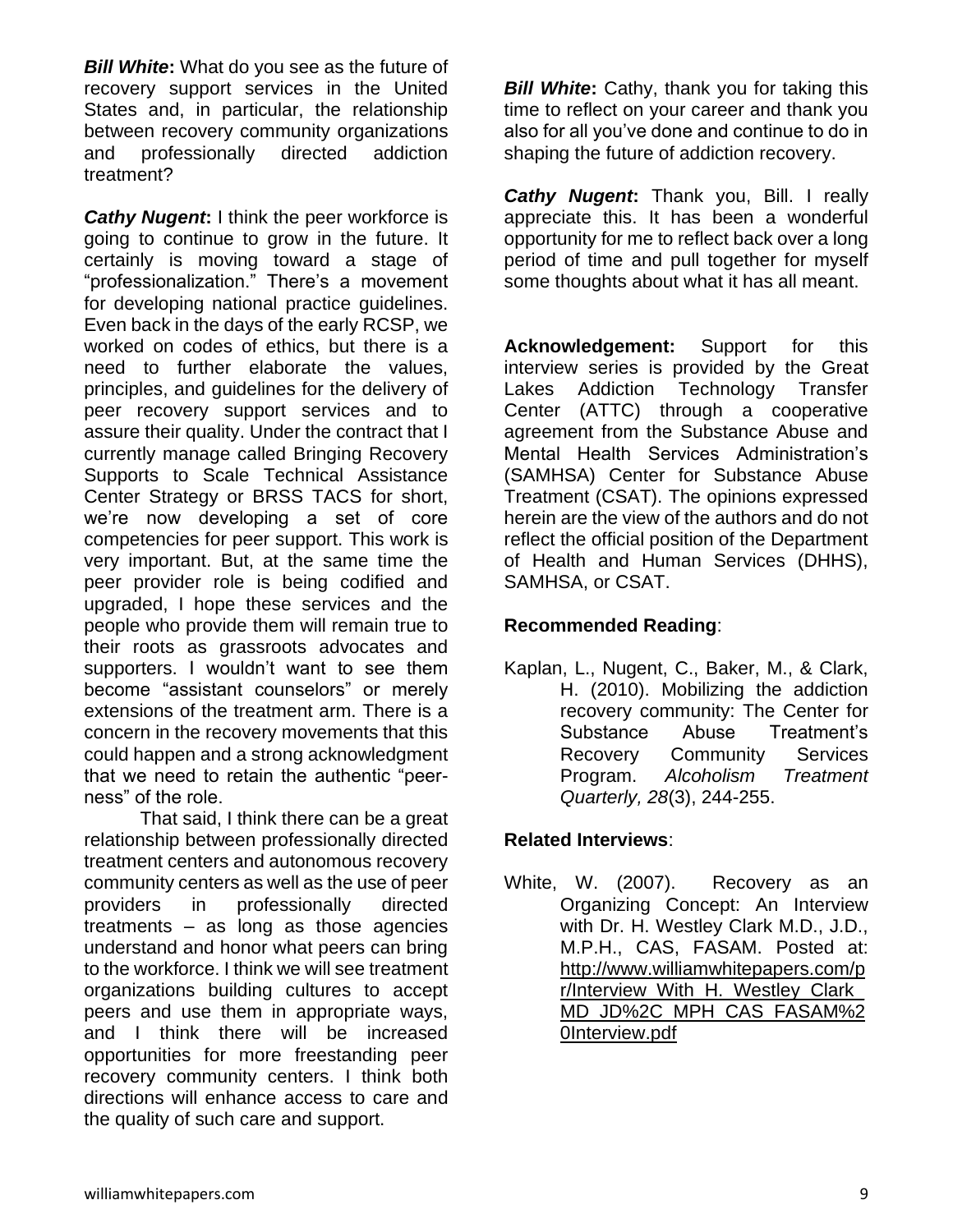***Bill White*:** What do you see as the future of recovery support services in the United States and, in particular, the relationship between recovery community organizations and professionally directed addiction treatment?

***Cathy Nugent*:** I think the peer workforce is going to continue to grow in the future. It certainly is moving toward a stage of "professionalization." There's a movement for developing national practice guidelines. Even back in the days of the early RCSP, we worked on codes of ethics, but there is a need to further elaborate the values, principles, and guidelines for the delivery of peer recovery support services and to assure their quality. Under the contract that I currently manage called Bringing Recovery Supports to Scale Technical Assistance Center Strategy or BRSS TACS for short, we're now developing a set of core competencies for peer support. This work is very important. But, at the same time the peer provider role is being codified and upgraded, I hope these services and the people who provide them will remain true to their roots as grassroots advocates and supporters. I wouldn't want to see them become "assistant counselors" or merely extensions of the treatment arm. There is a concern in the recovery movements that this could happen and a strong acknowledgment that we need to retain the authentic "peer-ness" of the role.

That said, I think there can be a great relationship between professionally directed treatment centers and autonomous recovery community centers as well as the use of peer providers in professionally directed treatments – as long as those agencies understand and honor what peers can bring to the workforce. I think we will see treatment organizations building cultures to accept peers and use them in appropriate ways, and I think there will be increased opportunities for more freestanding peer recovery community centers. I think both directions will enhance access to care and the quality of such care and support.

***Bill White*:** Cathy, thank you for taking this time to reflect on your career and thank you also for all you've done and continue to do in shaping the future of addiction recovery.

***Cathy Nugent*:** Thank you, Bill. I really appreciate this. It has been a wonderful opportunity for me to reflect back over a long period of time and pull together for myself some thoughts about what it has all meant.

**Acknowledgement:** Support for this interview series is provided by the Great Lakes Addiction Technology Transfer Center (ATTC) through a cooperative agreement from the Substance Abuse and Mental Health Services Administration's (SAMHSA) Center for Substance Abuse Treatment (CSAT). The opinions expressed herein are the view of the authors and do not reflect the official position of the Department of Health and Human Services (DHHS), SAMHSA, or CSAT.

**Recommended Reading**:

Kaplan, L., Nugent, C., Baker, M., & Clark, H. (2010). Mobilizing the addiction recovery community: The Center for Substance Abuse Treatment's Recovery Community Services Program. *Alcoholism Treatment Quarterly, 28*(3), 244-255.

**Related Interviews**:

White, W. (2007). Recovery as an Organizing Concept: An Interview with Dr. H. Westley Clark M.D., J.D., M.P.H., CAS, FASAM. Posted at: http://www.williamwhitepapers.com/pr/Interview_With_H._Westley_Clark_MD_JD%2C_MPH_CAS_FASAM%20Interview.pdf